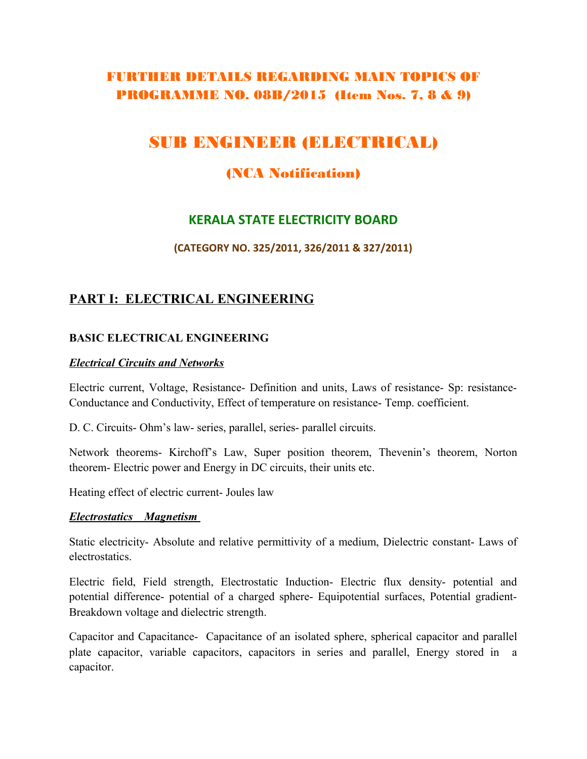# FURTHER DETAILS REGARDING MAIN TOPICS OF PROGRAMME NO. 08B/2015 (Item Nos. 7, 8 & 9)

# SUB ENGINEER (ELECTRICAL)

## (NCA Notification)

### KERALA STATE ELECTRICITY BOARD

**(CATEGORY NO. 325/2011, 326/2011 & 327/2011)**

## PART I: ELECTRICAL ENGINEERING

### BASIC ELECTRICAL ENGINEERING

***Electrical Circuits and Networks***

Electric current, Voltage, Resistance- Definition and units, Laws of resistance- Sp: resistance- Conductance and Conductivity, Effect of temperature on resistance- Temp. coefficient.

D. C. Circuits- Ohm's law- series, parallel, series- parallel circuits.

Network theorems- Kirchoff's Law, Super position theorem, Thevenin's theorem, Norton theorem- Electric power and Energy in DC circuits, their units etc.

Heating effect of electric current- Joules law

***Electrostatics Magnetism***

Static electricity- Absolute and relative permittivity of a medium, Dielectric constant- Laws of electrostatics.

Electric field, Field strength, Electrostatic Induction- Electric flux density- potential and potential difference- potential of a charged sphere- Equipotential surfaces, Potential gradient- Breakdown voltage and dielectric strength.

Capacitor and Capacitance- Capacitance of an isolated sphere, spherical capacitor and parallel plate capacitor, variable capacitors, capacitors in series and parallel, Energy stored in a capacitor.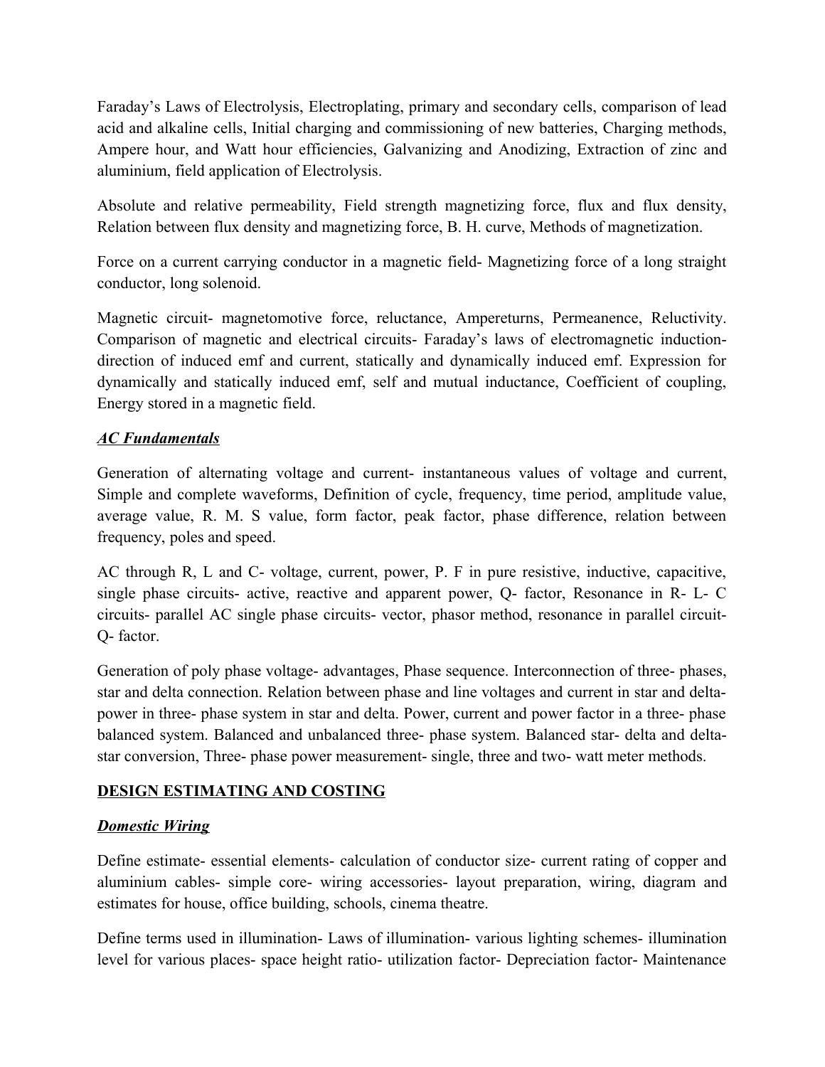Faraday's Laws of Electrolysis, Electroplating, primary and secondary cells, comparison of lead acid and alkaline cells, Initial charging and commissioning of new batteries, Charging methods, Ampere hour, and Watt hour efficiencies, Galvanizing and Anodizing, Extraction of zinc and aluminium, field application of Electrolysis.

Absolute and relative permeability, Field strength magnetizing force, flux and flux density, Relation between flux density and magnetizing force, B. H. curve, Methods of magnetization.

Force on a current carrying conductor in a magnetic field- Magnetizing force of a long straight conductor, long solenoid.

Magnetic circuit- magnetomotive force, reluctance, Ampereturns, Permeanence, Reluctivity. Comparison of magnetic and electrical circuits- Faraday's laws of electromagnetic induction- direction of induced emf and current, statically and dynamically induced emf. Expression for dynamically and statically induced emf, self and mutual inductance, Coefficient of coupling, Energy stored in a magnetic field.

***AC Fundamentals***

Generation of alternating voltage and current- instantaneous values of voltage and current, Simple and complete waveforms, Definition of cycle, frequency, time period, amplitude value, average value, R. M. S value, form factor, peak factor, phase difference, relation between frequency, poles and speed.

AC through R, L and C- voltage, current, power, P. F in pure resistive, inductive, capacitive, single phase circuits- active, reactive and apparent power, Q- factor, Resonance in R- L- C circuits- parallel AC single phase circuits- vector, phasor method, resonance in parallel circuit- Q- factor.

Generation of poly phase voltage- advantages, Phase sequence. Interconnection of three- phases, star and delta connection. Relation between phase and line voltages and current in star and delta- power in three- phase system in star and delta. Power, current and power factor in a three- phase balanced system. Balanced and unbalanced three- phase system. Balanced star- delta and delta- star conversion, Three- phase power measurement- single, three and two- watt meter methods.

**DESIGN ESTIMATING AND COSTING**

***Domestic Wiring***

Define estimate- essential elements- calculation of conductor size- current rating of copper and aluminium cables- simple core- wiring accessories- layout preparation, wiring, diagram and estimates for house, office building, schools, cinema theatre.

Define terms used in illumination- Laws of illumination- various lighting schemes- illumination level for various places- space height ratio- utilization factor- Depreciation factor- Maintenance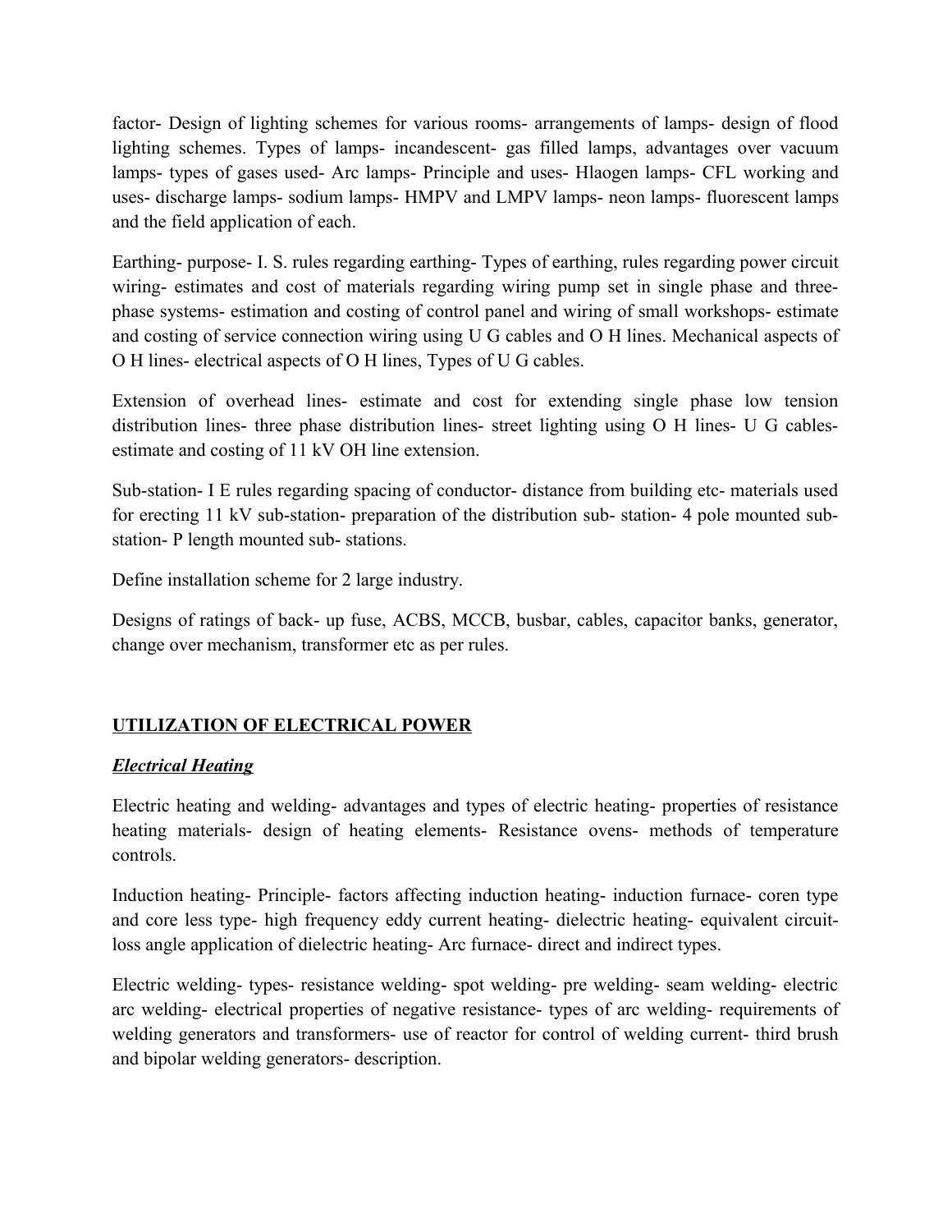factor- Design of lighting schemes for various rooms- arrangements of lamps- design of flood lighting schemes. Types of lamps- incandescent- gas filled lamps, advantages over vacuum lamps- types of gases used- Arc lamps- Principle and uses- Hlaogen lamps- CFL working and uses- discharge lamps- sodium lamps- HMPV and LMPV lamps- neon lamps- fluorescent lamps and the field application of each.

Earthing- purpose- I. S. rules regarding earthing- Types of earthing, rules regarding power circuit wiring- estimates and cost of materials regarding wiring pump set in single phase and three-phase systems- estimation and costing of control panel and wiring of small workshops- estimate and costing of service connection wiring using U G cables and O H lines. Mechanical aspects of O H lines- electrical aspects of O H lines, Types of U G cables.

Extension of overhead lines- estimate and cost for extending single phase low tension distribution lines- three phase distribution lines- street lighting using O H lines- U G cables- estimate and costing of 11 kV OH line extension.

Sub-station- I E rules regarding spacing of conductor- distance from building etc- materials used for erecting 11 kV sub-station- preparation of the distribution sub- station- 4 pole mounted sub-station- P length mounted sub- stations.

Define installation scheme for 2 large industry.

Designs of ratings of back- up fuse, ACBS, MCCB, busbar, cables, capacitor banks, generator, change over mechanism, transformer etc as per rules.

## UTILIZATION OF ELECTRICAL POWER

### *Electrical Heating*

Electric heating and welding- advantages and types of electric heating- properties of resistance heating materials- design of heating elements- Resistance ovens- methods of temperature controls.

Induction heating- Principle- factors affecting induction heating- induction furnace- coren type and core less type- high frequency eddy current heating- dielectric heating- equivalent circuit- loss angle application of dielectric heating- Arc furnace- direct and indirect types.

Electric welding- types- resistance welding- spot welding- pre welding- seam welding- electric arc welding- electrical properties of negative resistance- types of arc welding- requirements of welding generators and transformers- use of reactor for control of welding current- third brush and bipolar welding generators- description.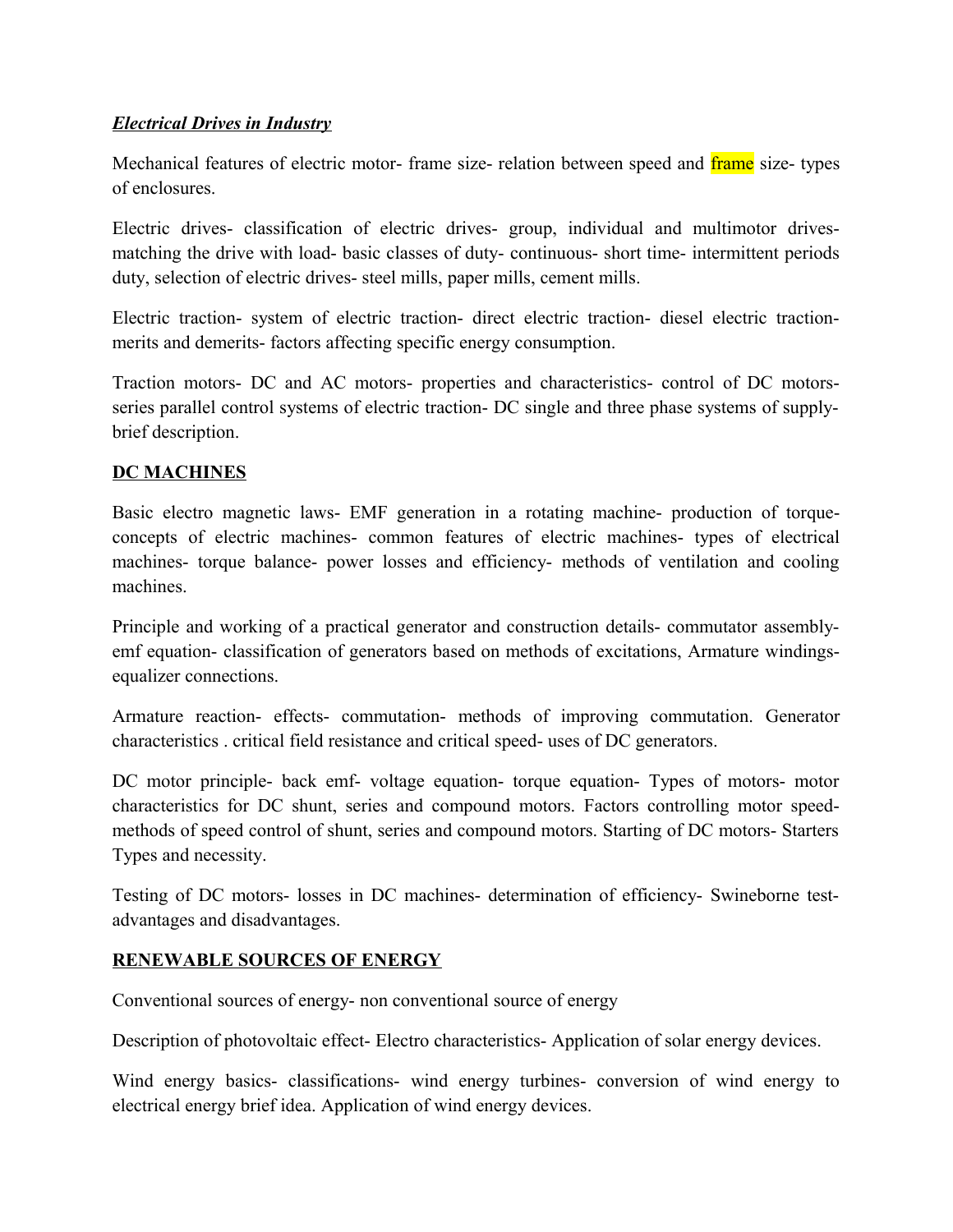***Electrical Drives in Industry***

Mechanical features of electric motor- frame size- relation between speed and frame size- types of enclosures.

Electric drives- classification of electric drives- group, individual and multimotor drives- matching the drive with load- basic classes of duty- continuous- short time- intermittent periods duty, selection of electric drives- steel mills, paper mills, cement mills.

Electric traction- system of electric traction- direct electric traction- diesel electric traction- merits and demerits- factors affecting specific energy consumption.

Traction motors- DC and AC motors- properties and characteristics- control of DC motors- series parallel control systems of electric traction- DC single and three phase systems of supply- brief description.

**DC MACHINES**

Basic electro magnetic laws- EMF generation in a rotating machine- production of torque- concepts of electric machines- common features of electric machines- types of electrical machines- torque balance- power losses and efficiency- methods of ventilation and cooling machines.

Principle and working of a practical generator and construction details- commutator assembly- emf equation- classification of generators based on methods of excitations, Armature windings- equalizer connections.

Armature reaction- effects- commutation- methods of improving commutation. Generator characteristics . critical field resistance and critical speed- uses of DC generators.

DC motor principle- back emf- voltage equation- torque equation- Types of motors- motor characteristics for DC shunt, series and compound motors. Factors controlling motor speed- methods of speed control of shunt, series and compound motors. Starting of DC motors- Starters Types and necessity.

Testing of DC motors- losses in DC machines- determination of efficiency- Swineborne test- advantages and disadvantages.

**RENEWABLE SOURCES OF ENERGY**

Conventional sources of energy- non conventional source of energy

Description of photovoltaic effect- Electro characteristics- Application of solar energy devices.

Wind energy basics- classifications- wind energy turbines- conversion of wind energy to electrical energy brief idea. Application of wind energy devices.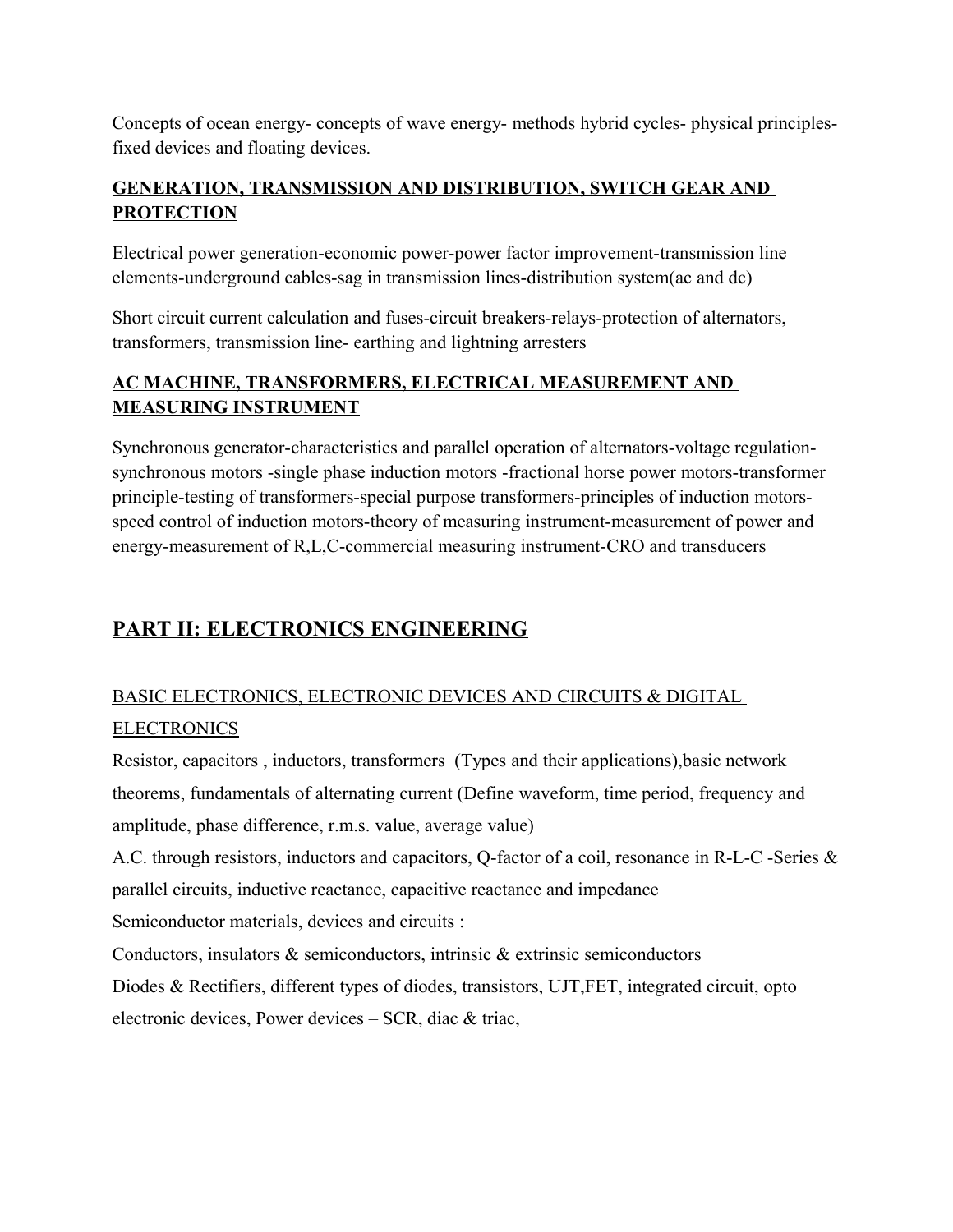Concepts of ocean energy- concepts of wave energy- methods hybrid cycles- physical principles- fixed devices and floating devices.

### GENERATION, TRANSMISSION AND DISTRIBUTION, SWITCH GEAR AND PROTECTION

Electrical power generation-economic power-power factor improvement-transmission line elements-underground cables-sag in transmission lines-distribution system(ac and dc)

Short circuit current calculation and fuses-circuit breakers-relays-protection of alternators, transformers, transmission line- earthing and lightning arresters

### AC MACHINE, TRANSFORMERS, ELECTRICAL MEASUREMENT AND MEASURING INSTRUMENT

Synchronous generator-characteristics and parallel operation of alternators-voltage regulation- synchronous motors -single phase induction motors -fractional horse power motors-transformer principle-testing of transformers-special purpose transformers-principles of induction motors- speed control of induction motors-theory of measuring instrument-measurement of power and energy-measurement of R,L,C-commercial measuring instrument-CRO and transducers

## PART II: ELECTRONICS ENGINEERING

### BASIC ELECTRONICS, ELECTRONIC DEVICES AND CIRCUITS & DIGITAL ELECTRONICS

Resistor, capacitors , inductors, transformers (Types and their applications),basic network theorems, fundamentals of alternating current (Define waveform, time period, frequency and amplitude, phase difference, r.m.s. value, average value)

A.C. through resistors, inductors and capacitors, Q-factor of a coil, resonance in R-L-C -Series & parallel circuits, inductive reactance, capacitive reactance and impedance

Semiconductor materials, devices and circuits :

Conductors, insulators & semiconductors, intrinsic & extrinsic semiconductors

Diodes & Rectifiers, different types of diodes, transistors, UJT,FET, integrated circuit, opto electronic devices, Power devices – SCR, diac & triac,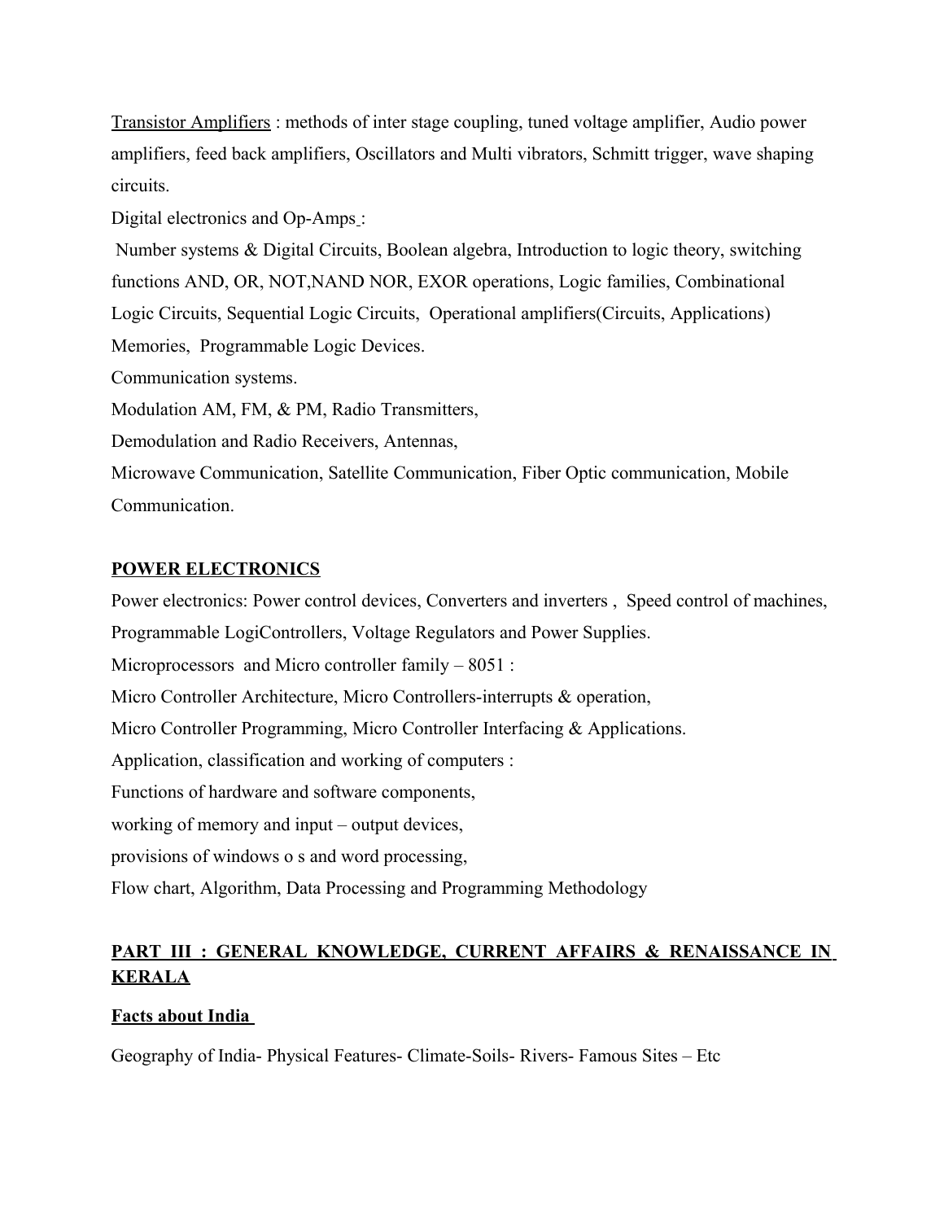Transistor Amplifiers : methods of inter stage coupling, tuned voltage amplifier, Audio power amplifiers, feed back amplifiers, Oscillators and Multi vibrators, Schmitt trigger, wave shaping circuits.

Digital electronics and Op-Amps :

Number systems & Digital Circuits, Boolean algebra, Introduction to logic theory, switching functions AND, OR, NOT,NAND NOR, EXOR operations, Logic families, Combinational Logic Circuits, Sequential Logic Circuits, Operational amplifiers(Circuits, Applications) Memories, Programmable Logic Devices.

Communication systems.

Modulation AM, FM, & PM, Radio Transmitters,

Demodulation and Radio Receivers, Antennas,

Microwave Communication, Satellite Communication, Fiber Optic communication, Mobile Communication.

## POWER ELECTRONICS

Power electronics: Power control devices, Converters and inverters , Speed control of machines, Programmable LogiControllers, Voltage Regulators and Power Supplies.

Microprocessors and Micro controller family – 8051 :

Micro Controller Architecture, Micro Controllers-interrupts & operation,

Micro Controller Programming, Micro Controller Interfacing & Applications.

Application, classification and working of computers :

Functions of hardware and software components,

working of memory and input – output devices,

provisions of windows o s and word processing,

Flow chart, Algorithm, Data Processing and Programming Methodology

## PART III : GENERAL KNOWLEDGE, CURRENT AFFAIRS & RENAISSANCE IN KERALA

### Facts about India

Geography of India- Physical Features- Climate-Soils- Rivers- Famous Sites – Etc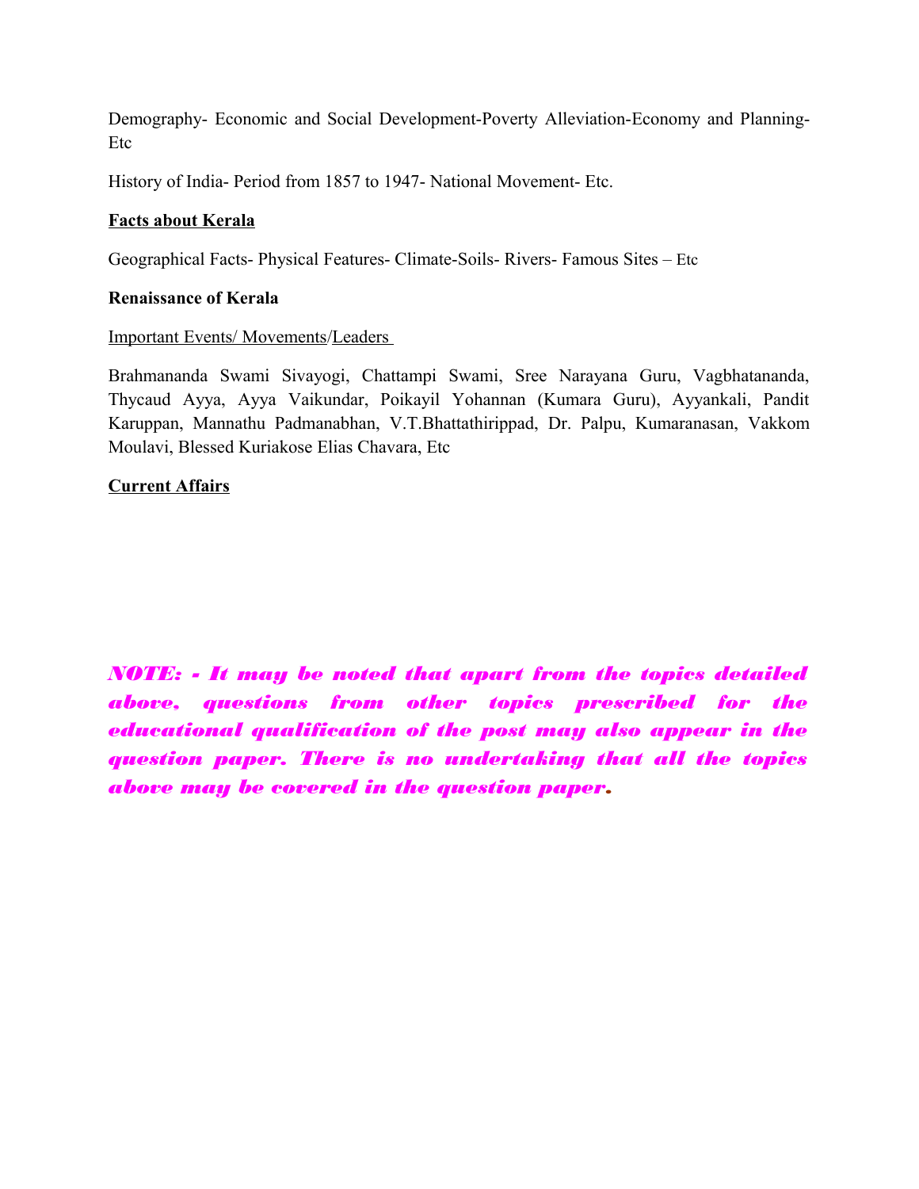Demography- Economic and Social Development-Poverty Alleviation-Economy and Planning-Etc

History of India- Period from 1857 to 1947- National Movement- Etc.

**Facts about Kerala**

Geographical Facts- Physical Features- Climate-Soils- Rivers- Famous Sites – Etc

**Renaissance of Kerala**

Important Events/ Movements/Leaders

Brahmananda Swami Sivayogi, Chattampi Swami, Sree Narayana Guru, Vagbhatananda, Thycaud Ayya, Ayya Vaikundar, Poikayil Yohannan (Kumara Guru), Ayyankali, Pandit Karuppan, Mannathu Padmanabhan, V.T.Bhattathirippad, Dr. Palpu, Kumaranasan, Vakkom Moulavi, Blessed Kuriakose Elias Chavara, Etc

**Current Affairs**

***NOTE: - It may be noted that apart from the topics detailed above, questions from other topics prescribed for the educational qualification of the post may also appear in the question paper. There is no undertaking that all the topics above may be covered in the question paper.***